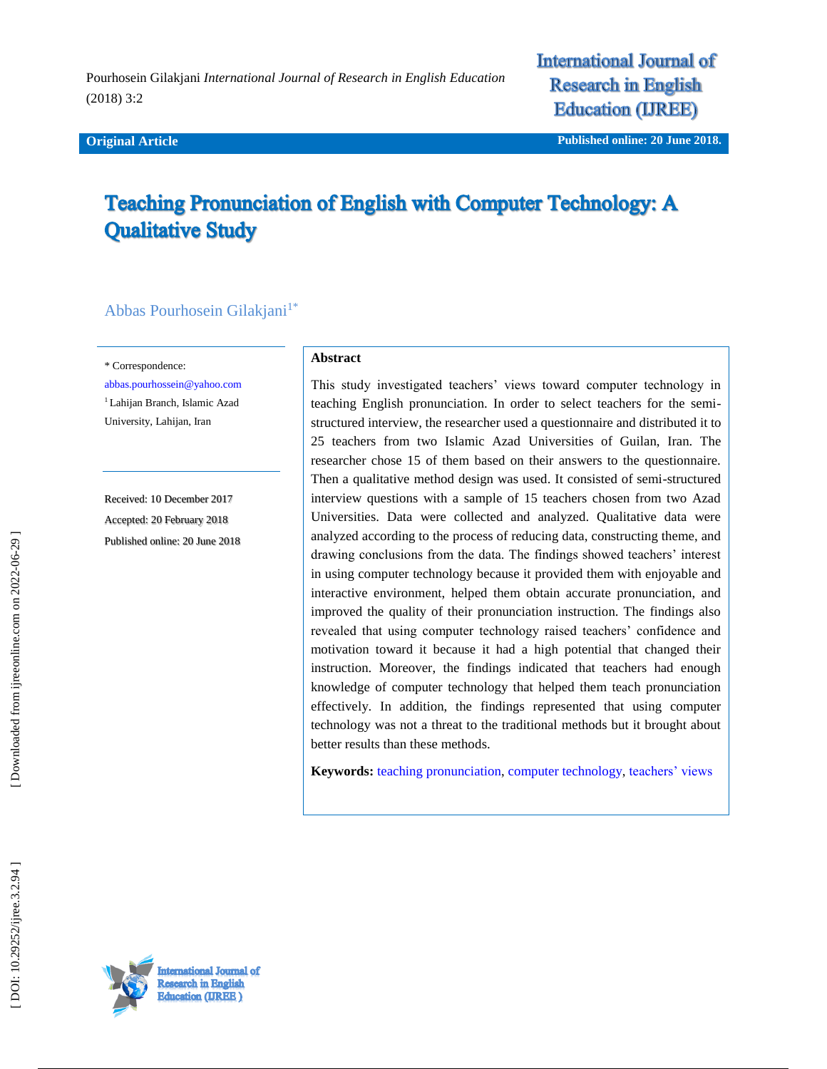Pourhosein Gilakjani *International Journal of Research in English Education* (2018) 3:2

**Original Article** | **Published online: 20 June 2018.**

# Teaching Pronunciation of English with Computer Technology: A Qualitative Study

Abbas Pourhosein Gilakjani[1*]

\* Correspondence:
abbas.pourhossein@yahoo.com
[1] Lahijan Branch, Islamic Azad University, Lahijan, Iran

Received: 10 December 2017
Accepted: 20 February 2018
Published online: 20 June 2018

## Abstract

This study investigated teachers' views toward computer technology in teaching English pronunciation. In order to select teachers for the semi-structured interview, the researcher used a questionnaire and distributed it to 25 teachers from two Islamic Azad Universities of Guilan, Iran. The researcher chose 15 of them based on their answers to the questionnaire. Then a qualitative method design was used. It consisted of semi-structured interview questions with a sample of 15 teachers chosen from two Azad Universities. Data were collected and analyzed. Qualitative data were analyzed according to the process of reducing data, constructing theme, and drawing conclusions from the data. The findings showed teachers' interest in using computer technology because it provided them with enjoyable and interactive environment, helped them obtain accurate pronunciation, and improved the quality of their pronunciation instruction. The findings also revealed that using computer technology raised teachers' confidence and motivation toward it because it had a high potential that changed their instruction. Moreover, the findings indicated that teachers had enough knowledge of computer technology that helped them teach pronunciation effectively. In addition, the findings represented that using computer technology was not a threat to the traditional methods but it brought about better results than these methods.

**Keywords:** teaching pronunciation, computer technology, teachers' views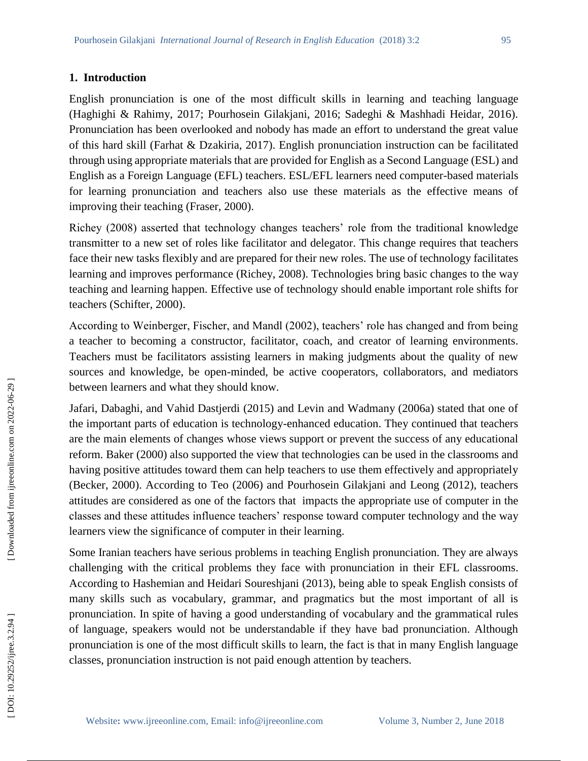## 1. Introduction

English pronunciation is one of the most difficult skills in learning and teaching language (Haghighi & Rahimy, 2017; Pourhosein Gilakjani, 2016; Sadeghi & Mashhadi Heidar, 2016). Pronunciation has been overlooked and nobody has made an effort to understand the great value of this hard skill (Farhat & Dzakiria, 2017). English pronunciation instruction can be facilitated through using appropriate materials that are provided for English as a Second Language (ESL) and English as a Foreign Language (EFL) teachers. ESL/EFL learners need computer-based materials for learning pronunciation and teachers also use these materials as the effective means of improving their teaching (Fraser, 2000).

Richey (2008) asserted that technology changes teachers' role from the traditional knowledge transmitter to a new set of roles like facilitator and delegator. This change requires that teachers face their new tasks flexibly and are prepared for their new roles. The use of technology facilitates learning and improves performance (Richey, 2008). Technologies bring basic changes to the way teaching and learning happen. Effective use of technology should enable important role shifts for teachers (Schifter, 2000).

According to Weinberger, Fischer, and Mandl (2002), teachers' role has changed and from being a teacher to becoming a constructor, facilitator, coach, and creator of learning environments. Teachers must be facilitators assisting learners in making judgments about the quality of new sources and knowledge, be open-minded, be active cooperators, collaborators, and mediators between learners and what they should know.

Jafari, Dabaghi, and Vahid Dastjerdi (2015) and Levin and Wadmany (2006a) stated that one of the important parts of education is technology-enhanced education. They continued that teachers are the main elements of changes whose views support or prevent the success of any educational reform. Baker (2000) also supported the view that technologies can be used in the classrooms and having positive attitudes toward them can help teachers to use them effectively and appropriately (Becker, 2000). According to Teo (2006) and Pourhosein Gilakjani and Leong (2012), teachers attitudes are considered as one of the factors that impacts the appropriate use of computer in the classes and these attitudes influence teachers' response toward computer technology and the way learners view the significance of computer in their learning.

Some Iranian teachers have serious problems in teaching English pronunciation. They are always challenging with the critical problems they face with pronunciation in their EFL classrooms. According to Hashemian and Heidari Soureshjani (2013), being able to speak English consists of many skills such as vocabulary, grammar, and pragmatics but the most important of all is pronunciation. In spite of having a good understanding of vocabulary and the grammatical rules of language, speakers would not be understandable if they have bad pronunciation. Although pronunciation is one of the most difficult skills to learn, the fact is that in many English language classes, pronunciation instruction is not paid enough attention by teachers.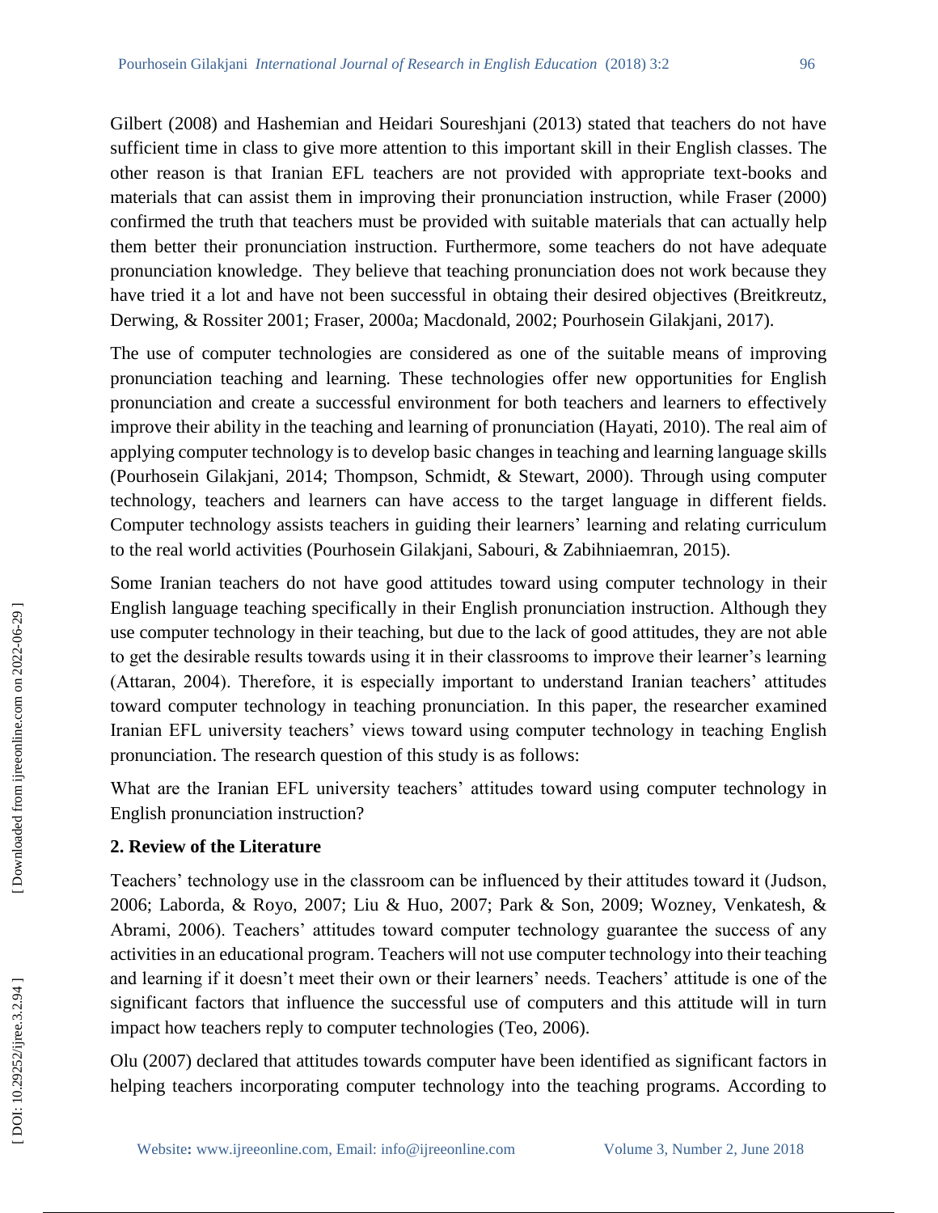Gilbert (2008) and Hashemian and Heidari Soureshjani (2013) stated that teachers do not have sufficient time in class to give more attention to this important skill in their English classes. The other reason is that Iranian EFL teachers are not provided with appropriate text-books and materials that can assist them in improving their pronunciation instruction, while Fraser (2000) confirmed the truth that teachers must be provided with suitable materials that can actually help them better their pronunciation instruction. Furthermore, some teachers do not have adequate pronunciation knowledge. They believe that teaching pronunciation does not work because they have tried it a lot and have not been successful in obtaing their desired objectives (Breitkreutz, Derwing, & Rossiter 2001; Fraser, 2000a; Macdonald, 2002; Pourhosein Gilakjani, 2017).

The use of computer technologies are considered as one of the suitable means of improving pronunciation teaching and learning. These technologies offer new opportunities for English pronunciation and create a successful environment for both teachers and learners to effectively improve their ability in the teaching and learning of pronunciation (Hayati, 2010). The real aim of applying computer technology is to develop basic changes in teaching and learning language skills (Pourhosein Gilakjani, 2014; Thompson, Schmidt, & Stewart, 2000). Through using computer technology, teachers and learners can have access to the target language in different fields. Computer technology assists teachers in guiding their learners' learning and relating curriculum to the real world activities (Pourhosein Gilakjani, Sabouri, & Zabihniaemran, 2015).

Some Iranian teachers do not have good attitudes toward using computer technology in their English language teaching specifically in their English pronunciation instruction. Although they use computer technology in their teaching, but due to the lack of good attitudes, they are not able to get the desirable results towards using it in their classrooms to improve their learner's learning (Attaran, 2004). Therefore, it is especially important to understand Iranian teachers' attitudes toward computer technology in teaching pronunciation. In this paper, the researcher examined Iranian EFL university teachers' views toward using computer technology in teaching English pronunciation. The research question of this study is as follows:

What are the Iranian EFL university teachers' attitudes toward using computer technology in English pronunciation instruction?

## 2. Review of the Literature

Teachers' technology use in the classroom can be influenced by their attitudes toward it (Judson, 2006; Laborda, & Royo, 2007; Liu & Huo, 2007; Park & Son, 2009; Wozney, Venkatesh, & Abrami, 2006). Teachers' attitudes toward computer technology guarantee the success of any activities in an educational program. Teachers will not use computer technology into their teaching and learning if it doesn't meet their own or their learners' needs. Teachers' attitude is one of the significant factors that influence the successful use of computers and this attitude will in turn impact how teachers reply to computer technologies (Teo, 2006).

Olu (2007) declared that attitudes towards computer have been identified as significant factors in helping teachers incorporating computer technology into the teaching programs. According to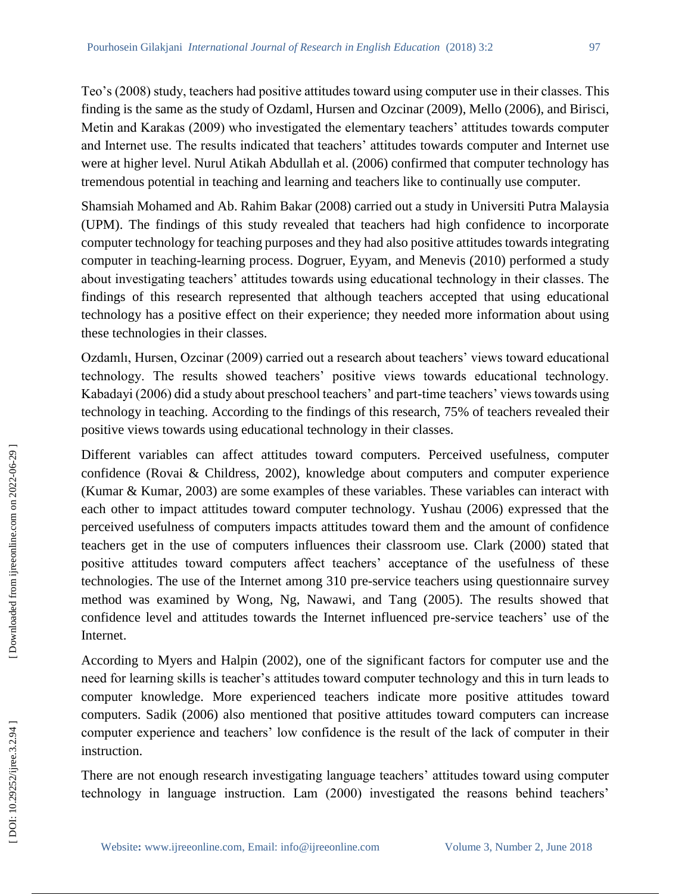Teo's (2008) study, teachers had positive attitudes toward using computer use in their classes. This finding is the same as the study of Ozdaml, Hursen and Ozcinar (2009), Mello (2006), and Birisci, Metin and Karakas (2009) who investigated the elementary teachers' attitudes towards computer and Internet use. The results indicated that teachers' attitudes towards computer and Internet use were at higher level. Nurul Atikah Abdullah et al. (2006) confirmed that computer technology has tremendous potential in teaching and learning and teachers like to continually use computer.

Shamsiah Mohamed and Ab. Rahim Bakar (2008) carried out a study in Universiti Putra Malaysia (UPM). The findings of this study revealed that teachers had high confidence to incorporate computer technology for teaching purposes and they had also positive attitudes towards integrating computer in teaching-learning process. Dogruer, Eyyam, and Menevis (2010) performed a study about investigating teachers' attitudes towards using educational technology in their classes. The findings of this research represented that although teachers accepted that using educational technology has a positive effect on their experience; they needed more information about using these technologies in their classes.

Ozdamlı, Hursen, Ozcinar (2009) carried out a research about teachers' views toward educational technology. The results showed teachers' positive views towards educational technology. Kabadayi (2006) did a study about preschool teachers' and part-time teachers' views towards using technology in teaching. According to the findings of this research, 75% of teachers revealed their positive views towards using educational technology in their classes.

Different variables can affect attitudes toward computers. Perceived usefulness, computer confidence (Rovai & Childress, 2002), knowledge about computers and computer experience (Kumar & Kumar, 2003) are some examples of these variables. These variables can interact with each other to impact attitudes toward computer technology. Yushau (2006) expressed that the perceived usefulness of computers impacts attitudes toward them and the amount of confidence teachers get in the use of computers influences their classroom use. Clark (2000) stated that positive attitudes toward computers affect teachers' acceptance of the usefulness of these technologies. The use of the Internet among 310 pre-service teachers using questionnaire survey method was examined by Wong, Ng, Nawawi, and Tang (2005). The results showed that confidence level and attitudes towards the Internet influenced pre-service teachers' use of the Internet.

According to Myers and Halpin (2002), one of the significant factors for computer use and the need for learning skills is teacher's attitudes toward computer technology and this in turn leads to computer knowledge. More experienced teachers indicate more positive attitudes toward computers. Sadik (2006) also mentioned that positive attitudes toward computers can increase computer experience and teachers' low confidence is the result of the lack of computer in their instruction.

There are not enough research investigating language teachers' attitudes toward using computer technology in language instruction. Lam (2000) investigated the reasons behind teachers'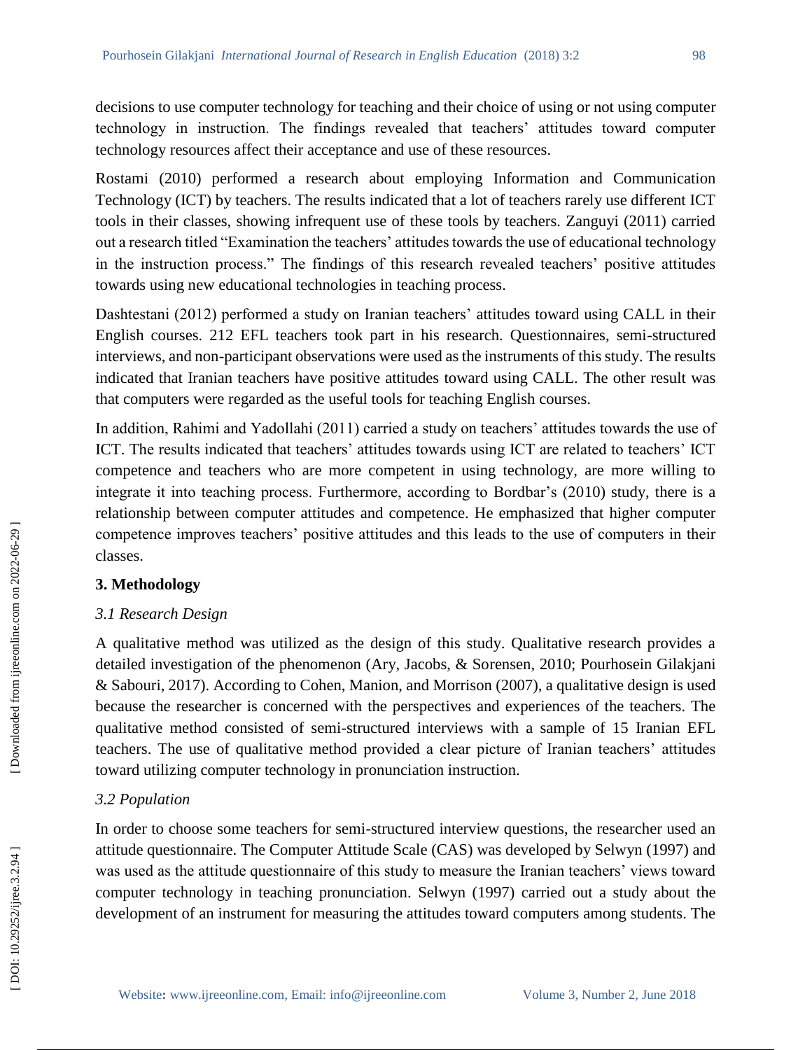decisions to use computer technology for teaching and their choice of using or not using computer technology in instruction. The findings revealed that teachers' attitudes toward computer technology resources affect their acceptance and use of these resources.

Rostami (2010) performed a research about employing Information and Communication Technology (ICT) by teachers. The results indicated that a lot of teachers rarely use different ICT tools in their classes, showing infrequent use of these tools by teachers. Zanguyi (2011) carried out a research titled "Examination the teachers' attitudes towards the use of educational technology in the instruction process." The findings of this research revealed teachers' positive attitudes towards using new educational technologies in teaching process.

Dashtestani (2012) performed a study on Iranian teachers' attitudes toward using CALL in their English courses. 212 EFL teachers took part in his research. Questionnaires, semi-structured interviews, and non-participant observations were used as the instruments of this study. The results indicated that Iranian teachers have positive attitudes toward using CALL. The other result was that computers were regarded as the useful tools for teaching English courses.

In addition, Rahimi and Yadollahi (2011) carried a study on teachers' attitudes towards the use of ICT. The results indicated that teachers' attitudes towards using ICT are related to teachers' ICT competence and teachers who are more competent in using technology, are more willing to integrate it into teaching process. Furthermore, according to Bordbar's (2010) study, there is a relationship between computer attitudes and competence. He emphasized that higher computer competence improves teachers' positive attitudes and this leads to the use of computers in their classes.

## 3. Methodology

### *3.1 Research Design*

A qualitative method was utilized as the design of this study. Qualitative research provides a detailed investigation of the phenomenon (Ary, Jacobs, & Sorensen, 2010; Pourhosein Gilakjani & Sabouri, 2017). According to Cohen, Manion, and Morrison (2007), a qualitative design is used because the researcher is concerned with the perspectives and experiences of the teachers. The qualitative method consisted of semi-structured interviews with a sample of 15 Iranian EFL teachers. The use of qualitative method provided a clear picture of Iranian teachers' attitudes toward utilizing computer technology in pronunciation instruction.

### *3.2 Population*

In order to choose some teachers for semi-structured interview questions, the researcher used an attitude questionnaire. The Computer Attitude Scale (CAS) was developed by Selwyn (1997) and was used as the attitude questionnaire of this study to measure the Iranian teachers' views toward computer technology in teaching pronunciation. Selwyn (1997) carried out a study about the development of an instrument for measuring the attitudes toward computers among students. The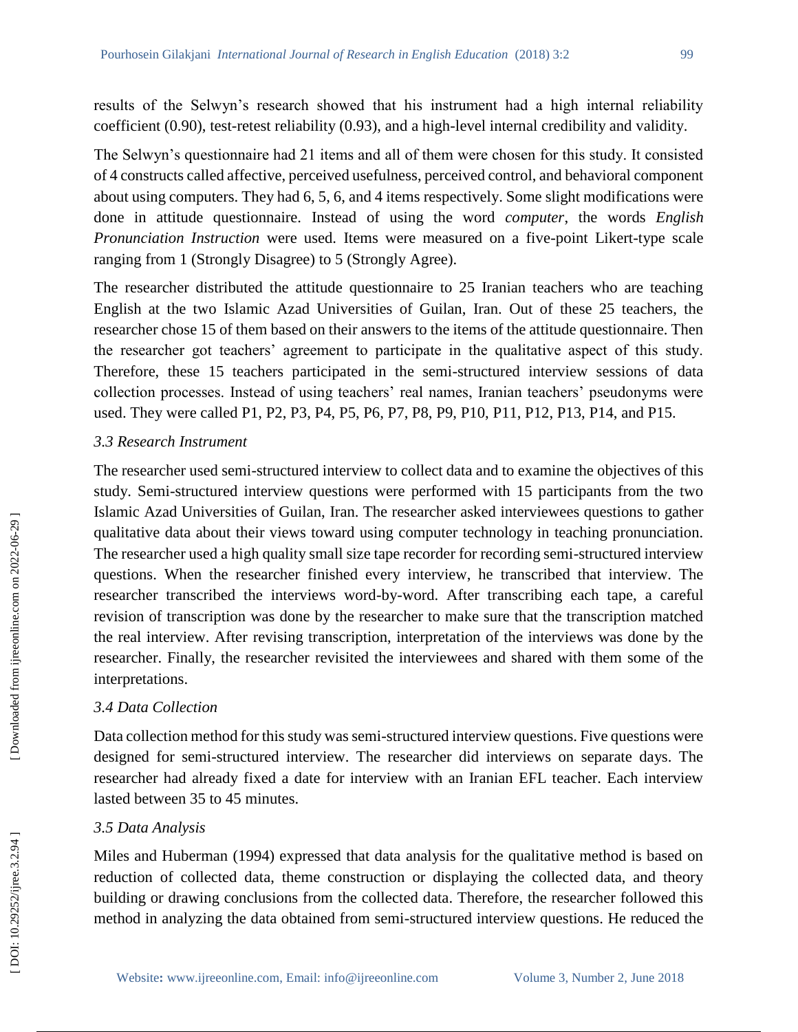results of the Selwyn's research showed that his instrument had a high internal reliability coefficient (0.90), test-retest reliability (0.93), and a high-level internal credibility and validity.

The Selwyn's questionnaire had 21 items and all of them were chosen for this study. It consisted of 4 constructs called affective, perceived usefulness, perceived control, and behavioral component about using computers. They had 6, 5, 6, and 4 items respectively. Some slight modifications were done in attitude questionnaire. Instead of using the word *computer*, the words *English Pronunciation Instruction* were used. Items were measured on a five-point Likert-type scale ranging from 1 (Strongly Disagree) to 5 (Strongly Agree).

The researcher distributed the attitude questionnaire to 25 Iranian teachers who are teaching English at the two Islamic Azad Universities of Guilan, Iran. Out of these 25 teachers, the researcher chose 15 of them based on their answers to the items of the attitude questionnaire. Then the researcher got teachers' agreement to participate in the qualitative aspect of this study. Therefore, these 15 teachers participated in the semi-structured interview sessions of data collection processes. Instead of using teachers' real names, Iranian teachers' pseudonyms were used. They were called P1, P2, P3, P4, P5, P6, P7, P8, P9, P10, P11, P12, P13, P14, and P15.

### *3.3 Research Instrument*

The researcher used semi-structured interview to collect data and to examine the objectives of this study. Semi-structured interview questions were performed with 15 participants from the two Islamic Azad Universities of Guilan, Iran. The researcher asked interviewees questions to gather qualitative data about their views toward using computer technology in teaching pronunciation. The researcher used a high quality small size tape recorder for recording semi-structured interview questions. When the researcher finished every interview, he transcribed that interview. The researcher transcribed the interviews word-by-word. After transcribing each tape, a careful revision of transcription was done by the researcher to make sure that the transcription matched the real interview. After revising transcription, interpretation of the interviews was done by the researcher. Finally, the researcher revisited the interviewees and shared with them some of the interpretations.

### *3.4 Data Collection*

Data collection method for this study was semi-structured interview questions. Five questions were designed for semi-structured interview. The researcher did interviews on separate days. The researcher had already fixed a date for interview with an Iranian EFL teacher. Each interview lasted between 35 to 45 minutes.

### *3.5 Data Analysis*

Miles and Huberman (1994) expressed that data analysis for the qualitative method is based on reduction of collected data, theme construction or displaying the collected data, and theory building or drawing conclusions from the collected data. Therefore, the researcher followed this method in analyzing the data obtained from semi-structured interview questions. He reduced the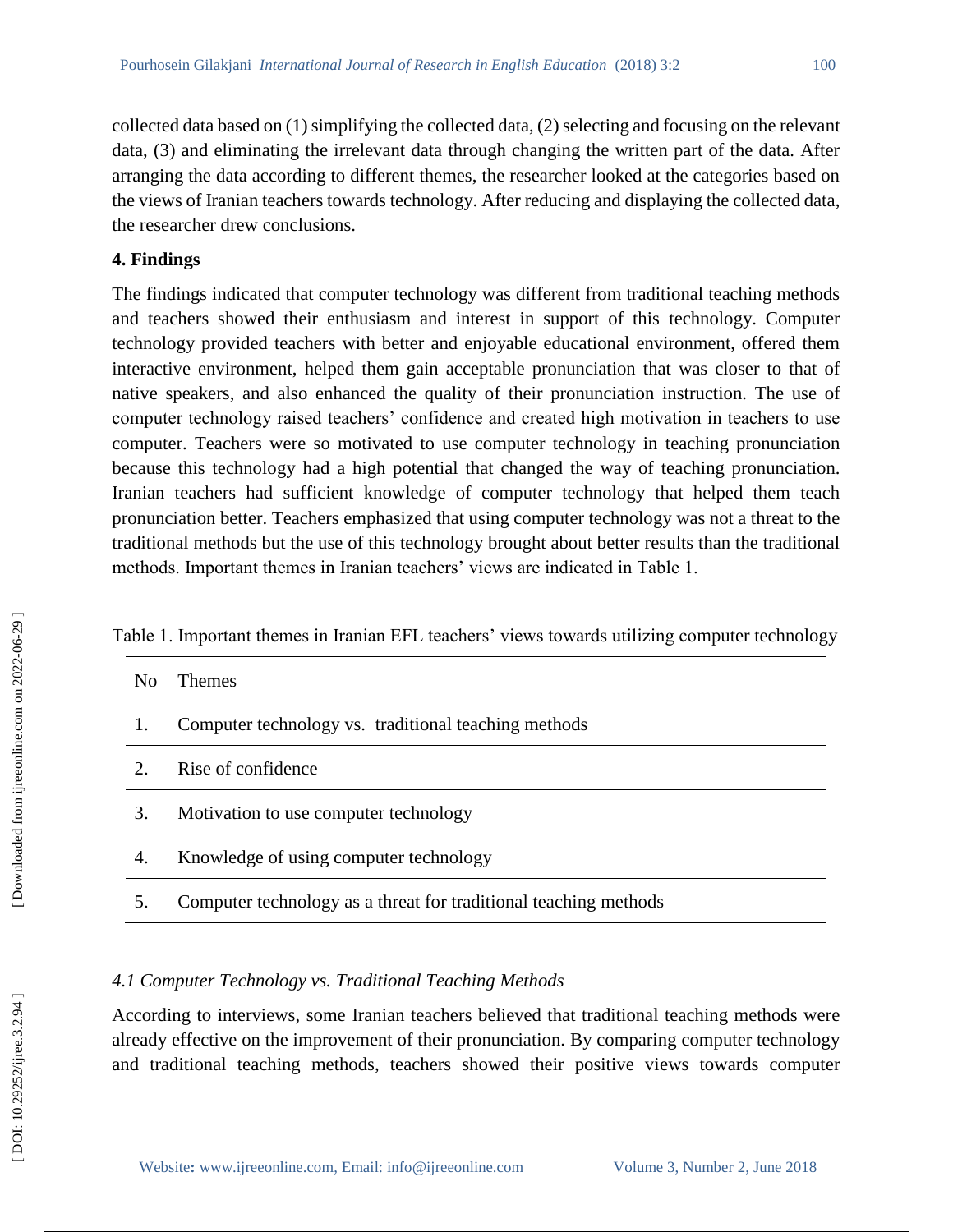collected data based on (1) simplifying the collected data, (2) selecting and focusing on the relevant data, (3) and eliminating the irrelevant data through changing the written part of the data. After arranging the data according to different themes, the researcher looked at the categories based on the views of Iranian teachers towards technology. After reducing and displaying the collected data, the researcher drew conclusions.

## 4. Findings

The findings indicated that computer technology was different from traditional teaching methods and teachers showed their enthusiasm and interest in support of this technology. Computer technology provided teachers with better and enjoyable educational environment, offered them interactive environment, helped them gain acceptable pronunciation that was closer to that of native speakers, and also enhanced the quality of their pronunciation instruction. The use of computer technology raised teachers' confidence and created high motivation in teachers to use computer. Teachers were so motivated to use computer technology in teaching pronunciation because this technology had a high potential that changed the way of teaching pronunciation. Iranian teachers had sufficient knowledge of computer technology that helped them teach pronunciation better. Teachers emphasized that using computer technology was not a threat to the traditional methods but the use of this technology brought about better results than the traditional methods. Important themes in Iranian teachers' views are indicated in Table 1.

Table 1. Important themes in Iranian EFL teachers' views towards utilizing computer technology

| No | Themes |
|---|---|
| 1. | Computer technology vs. traditional teaching methods |
| 2. | Rise of confidence |
| 3. | Motivation to use computer technology |
| 4. | Knowledge of using computer technology |
| 5. | Computer technology as a threat for traditional teaching methods |

### *4.1 Computer Technology vs. Traditional Teaching Methods*

According to interviews, some Iranian teachers believed that traditional teaching methods were already effective on the improvement of their pronunciation. By comparing computer technology and traditional teaching methods, teachers showed their positive views towards computer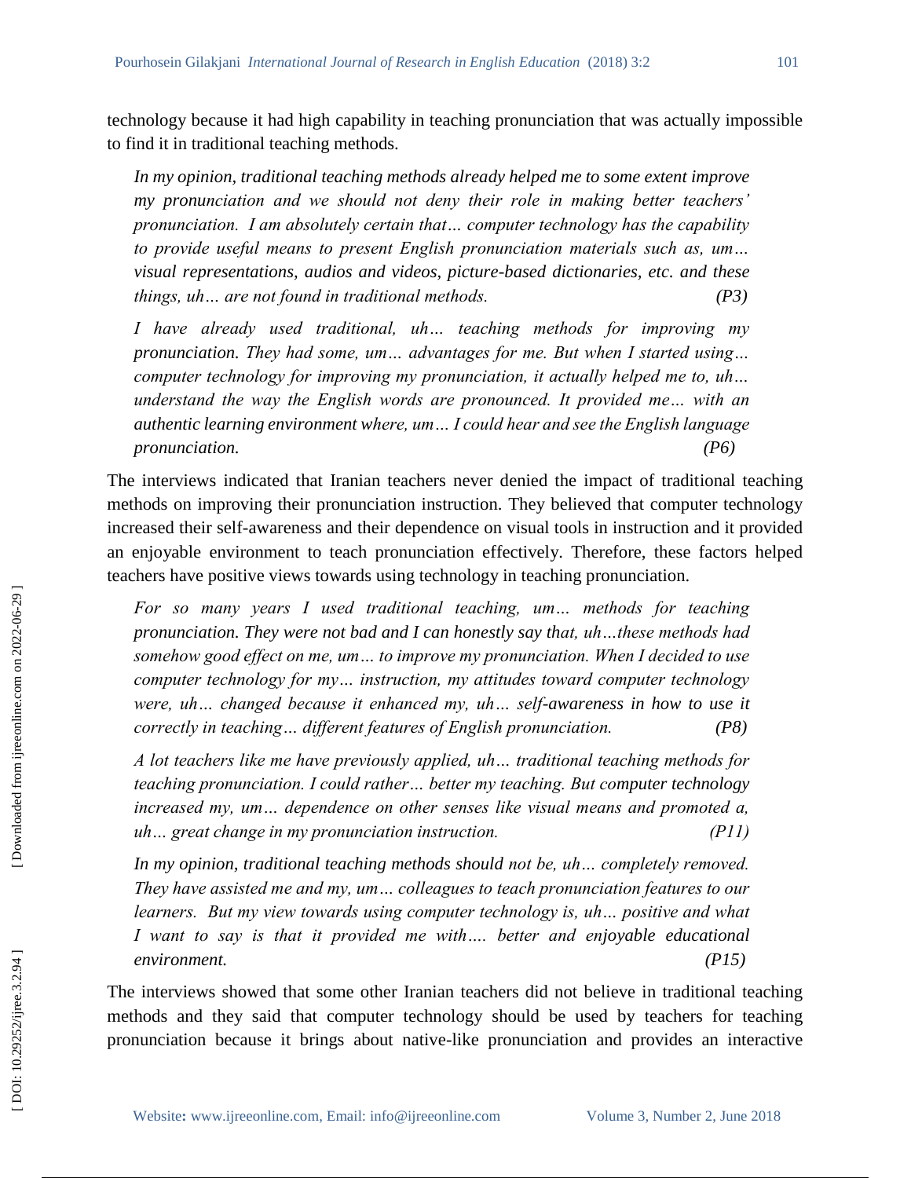technology because it had high capability in teaching pronunciation that was actually impossible to find it in traditional teaching methods.

> *In my opinion, traditional teaching methods already helped me to some extent improve my pronunciation and we should not deny their role in making better teachers' pronunciation. I am absolutely certain that… computer technology has the capability to provide useful means to present English pronunciation materials such as, um… visual representations, audios and videos, picture-based dictionaries, etc. and these things, uh… are not found in traditional methods.* **(P3)**

> *I have already used traditional, uh… teaching methods for improving my pronunciation. They had some, um… advantages for me. But when I started using… computer technology for improving my pronunciation, it actually helped me to, uh… understand the way the English words are pronounced. It provided me… with an authentic learning environment where, um… I could hear and see the English language pronunciation.* **(P6)**

The interviews indicated that Iranian teachers never denied the impact of traditional teaching methods on improving their pronunciation instruction. They believed that computer technology increased their self-awareness and their dependence on visual tools in instruction and it provided an enjoyable environment to teach pronunciation effectively. Therefore, these factors helped teachers have positive views towards using technology in teaching pronunciation.

> *For so many years I used traditional teaching, um… methods for teaching pronunciation. They were not bad and I can honestly say that, uh…these methods had somehow good effect on me, um… to improve my pronunciation. When I decided to use computer technology for my… instruction, my attitudes toward computer technology were, uh… changed because it enhanced my, uh… self-awareness in how to use it correctly in teaching… different features of English pronunciation.* **(P8)**

> *A lot teachers like me have previously applied, uh… traditional teaching methods for teaching pronunciation. I could rather… better my teaching. But computer technology increased my, um… dependence on other senses like visual means and promoted a, uh… great change in my pronunciation instruction.* **(P11)**

> *In my opinion, traditional teaching methods should not be, uh… completely removed. They have assisted me and my, um… colleagues to teach pronunciation features to our learners. But my view towards using computer technology is, uh… positive and what I want to say is that it provided me with…. better and enjoyable educational environment.* **(P15)**

The interviews showed that some other Iranian teachers did not believe in traditional teaching methods and they said that computer technology should be used by teachers for teaching pronunciation because it brings about native-like pronunciation and provides an interactive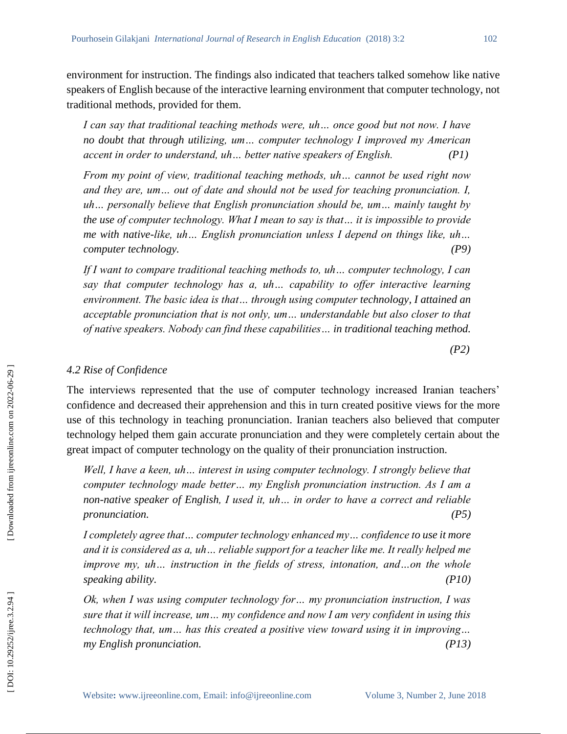environment for instruction. The findings also indicated that teachers talked somehow like native speakers of English because of the interactive learning environment that computer technology, not traditional methods, provided for them.

> *I can say that traditional teaching methods were, uh… once good but not now. I have no doubt that through utilizing, um… computer technology I improved my American accent in order to understand, uh… better native speakers of English.* *(P1)*

> *From my point of view, traditional teaching methods, uh… cannot be used right now and they are, um… out of date and should not be used for teaching pronunciation. I, uh… personally believe that English pronunciation should be, um… mainly taught by the use of computer technology. What I mean to say is that… it is impossible to provide me with native-like, uh… English pronunciation unless I depend on things like, uh… computer technology.* *(P9)*

> *If I want to compare traditional teaching methods to, uh… computer technology, I can say that computer technology has a, uh… capability to offer interactive learning environment. The basic idea is that… through using computer technology, I attained an acceptable pronunciation that is not only, um… understandable but also closer to that of native speakers. Nobody can find these capabilities… in traditional teaching method.* *(P2)*

### *4.2 Rise of Confidence*

The interviews represented that the use of computer technology increased Iranian teachers' confidence and decreased their apprehension and this in turn created positive views for the more use of this technology in teaching pronunciation. Iranian teachers also believed that computer technology helped them gain accurate pronunciation and they were completely certain about the great impact of computer technology on the quality of their pronunciation instruction.

> *Well, I have a keen, uh… interest in using computer technology. I strongly believe that computer technology made better… my English pronunciation instruction. As I am a non-native speaker of English, I used it, uh… in order to have a correct and reliable pronunciation.* *(P5)*

> *I completely agree that… computer technology enhanced my… confidence to use it more and it is considered as a, uh… reliable support for a teacher like me. It really helped me improve my, uh… instruction in the fields of stress, intonation, and…on the whole speaking ability.* *(P10)*

> *Ok, when I was using computer technology for… my pronunciation instruction, I was sure that it will increase, um… my confidence and now I am very confident in using this technology that, um… has this created a positive view toward using it in improving… my English pronunciation.* *(P13)*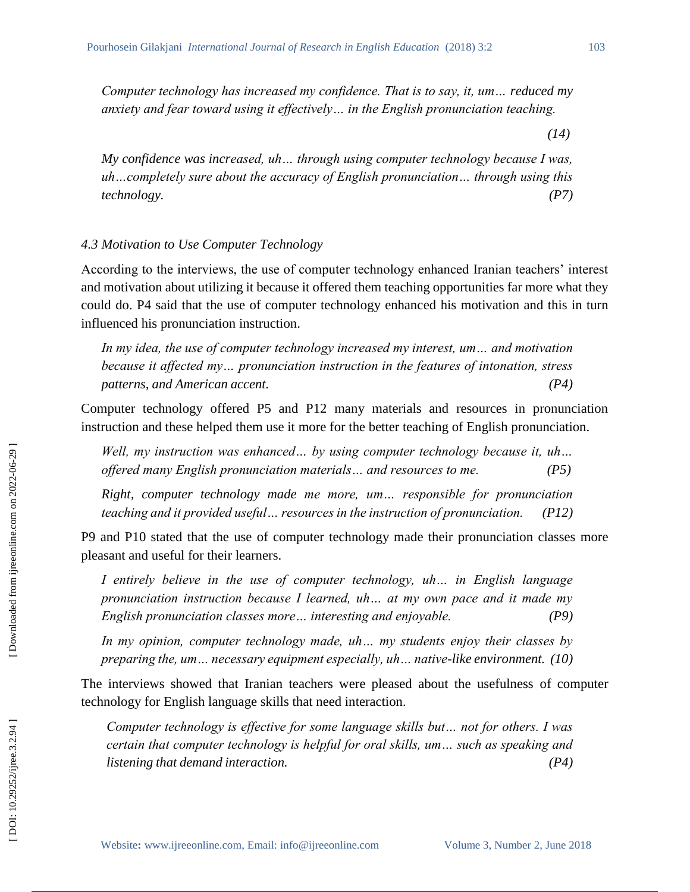*Computer technology has increased my confidence. That is to say, it, um… reduced my anxiety and fear toward using it effectively… in the English pronunciation teaching.*

*(14)*

*My confidence was increased, uh… through using computer technology because I was, uh…completely sure about the accuracy of English pronunciation… through using this technology.* *(P7)*

### *4.3 Motivation to Use Computer Technology*

According to the interviews, the use of computer technology enhanced Iranian teachers' interest and motivation about utilizing it because it offered them teaching opportunities far more what they could do. P4 said that the use of computer technology enhanced his motivation and this in turn influenced his pronunciation instruction.

*In my idea, the use of computer technology increased my interest, um… and motivation because it affected my… pronunciation instruction in the features of intonation, stress patterns, and American accent.* *(P4)*

Computer technology offered P5 and P12 many materials and resources in pronunciation instruction and these helped them use it more for the better teaching of English pronunciation.

*Well, my instruction was enhanced… by using computer technology because it, uh… offered many English pronunciation materials… and resources to me.* *(P5)*

*Right, computer technology made me more, um… responsible for pronunciation teaching and it provided useful… resources in the instruction of pronunciation.* *(P12)*

P9 and P10 stated that the use of computer technology made their pronunciation classes more pleasant and useful for their learners.

*I entirely believe in the use of computer technology, uh… in English language pronunciation instruction because I learned, uh… at my own pace and it made my English pronunciation classes more… interesting and enjoyable.* *(P9)*

*In my opinion, computer technology made, uh… my students enjoy their classes by preparing the, um… necessary equipment especially, uh… native-like environment.* *(10)*

The interviews showed that Iranian teachers were pleased about the usefulness of computer technology for English language skills that need interaction.

*Computer technology is effective for some language skills but… not for others. I was certain that computer technology is helpful for oral skills, um… such as speaking and listening that demand interaction.* *(P4)*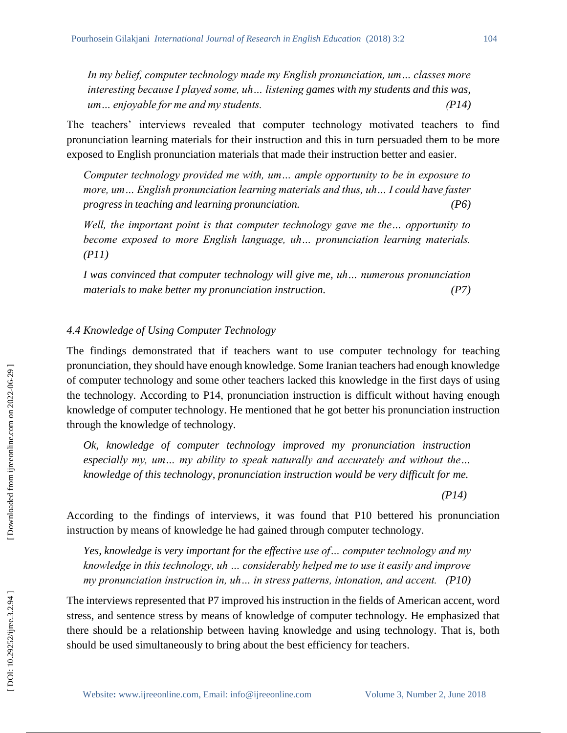*In my belief, computer technology made my English pronunciation, um… classes more interesting because I played some, uh… listening games with my students and this was, um… enjoyable for me and my students. (P14)*

The teachers' interviews revealed that computer technology motivated teachers to find pronunciation learning materials for their instruction and this in turn persuaded them to be more exposed to English pronunciation materials that made their instruction better and easier.

*Computer technology provided me with, um… ample opportunity to be in exposure to more, um… English pronunciation learning materials and thus, uh… I could have faster progress in teaching and learning pronunciation. (P6)*

*Well, the important point is that computer technology gave me the… opportunity to become exposed to more English language, uh… pronunciation learning materials. (P11)*

*I was convinced that computer technology will give me, uh… numerous pronunciation materials to make better my pronunciation instruction. (P7)*

### *4.4 Knowledge of Using Computer Technology*

The findings demonstrated that if teachers want to use computer technology for teaching pronunciation, they should have enough knowledge. Some Iranian teachers had enough knowledge of computer technology and some other teachers lacked this knowledge in the first days of using the technology. According to P14, pronunciation instruction is difficult without having enough knowledge of computer technology. He mentioned that he got better his pronunciation instruction through the knowledge of technology.

*Ok, knowledge of computer technology improved my pronunciation instruction especially my, um… my ability to speak naturally and accurately and without the… knowledge of this technology, pronunciation instruction would be very difficult for me. (P14)*

According to the findings of interviews, it was found that P10 bettered his pronunciation instruction by means of knowledge he had gained through computer technology.

*Yes, knowledge is very important for the effective use of… computer technology and my knowledge in this technology, uh … considerably helped me to use it easily and improve my pronunciation instruction in, uh… in stress patterns, intonation, and accent. (P10)*

The interviews represented that P7 improved his instruction in the fields of American accent, word stress, and sentence stress by means of knowledge of computer technology. He emphasized that there should be a relationship between having knowledge and using technology. That is, both should be used simultaneously to bring about the best efficiency for teachers.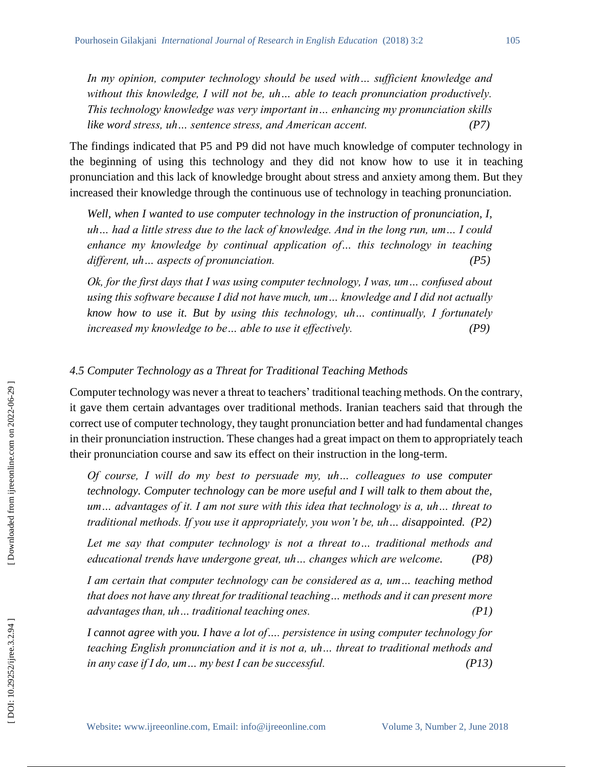*In my opinion, computer technology should be used with… sufficient knowledge and without this knowledge, I will not be, uh… able to teach pronunciation productively. This technology knowledge was very important in… enhancing my pronunciation skills like word stress, uh… sentence stress, and American accent.* *(P7)*

The findings indicated that P5 and P9 did not have much knowledge of computer technology in the beginning of using this technology and they did not know how to use it in teaching pronunciation and this lack of knowledge brought about stress and anxiety among them. But they increased their knowledge through the continuous use of technology in teaching pronunciation.

*Well, when I wanted to use computer technology in the instruction of pronunciation, I, uh… had a little stress due to the lack of knowledge. And in the long run, um… I could enhance my knowledge by continual application of... this technology in teaching different, uh… aspects of pronunciation.* *(P5)*

*Ok, for the first days that I was using computer technology, I was, um… confused about using this software because I did not have much, um… knowledge and I did not actually know how to use it. But by using this technology, uh… continually, I fortunately increased my knowledge to be… able to use it effectively.* *(P9)*

### *4.5 Computer Technology as a Threat for Traditional Teaching Methods*

Computer technology was never a threat to teachers' traditional teaching methods. On the contrary, it gave them certain advantages over traditional methods. Iranian teachers said that through the correct use of computer technology, they taught pronunciation better and had fundamental changes in their pronunciation instruction. These changes had a great impact on them to appropriately teach their pronunciation course and saw its effect on their instruction in the long-term.

*Of course, I will do my best to persuade my, uh… colleagues to use computer technology. Computer technology can be more useful and I will talk to them about the, um… advantages of it. I am not sure with this idea that technology is a, uh… threat to traditional methods. If you use it appropriately, you won't be, uh… disappointed.* *(P2)*

*Let me say that computer technology is not a threat to… traditional methods and educational trends have undergone great, uh… changes which are welcome.* *(P8)*

*I am certain that computer technology can be considered as a, um… teaching method that does not have any threat for traditional teaching… methods and it can present more advantages than, uh… traditional teaching ones.* *(P1)*

*I cannot agree with you. I have a lot of…. persistence in using computer technology for teaching English pronunciation and it is not a, uh… threat to traditional methods and in any case if I do, um… my best I can be successful.* *(P13)*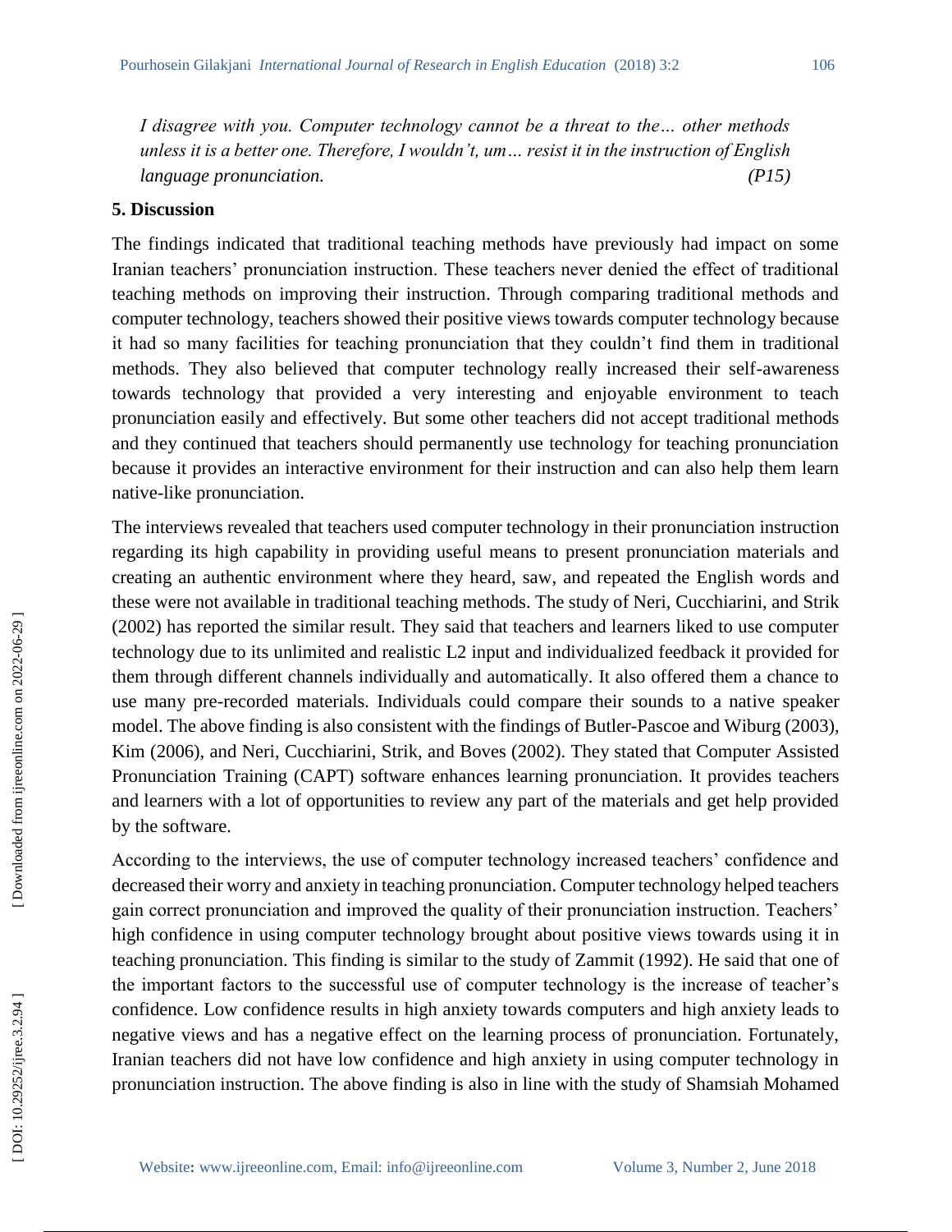*I disagree with you. Computer technology cannot be a threat to the… other methods unless it is a better one. Therefore, I wouldn't, um… resist it in the instruction of English language pronunciation.* *(P15)*

## 5. Discussion

The findings indicated that traditional teaching methods have previously had impact on some Iranian teachers' pronunciation instruction. These teachers never denied the effect of traditional teaching methods on improving their instruction. Through comparing traditional methods and computer technology, teachers showed their positive views towards computer technology because it had so many facilities for teaching pronunciation that they couldn't find them in traditional methods. They also believed that computer technology really increased their self-awareness towards technology that provided a very interesting and enjoyable environment to teach pronunciation easily and effectively. But some other teachers did not accept traditional methods and they continued that teachers should permanently use technology for teaching pronunciation because it provides an interactive environment for their instruction and can also help them learn native-like pronunciation.

The interviews revealed that teachers used computer technology in their pronunciation instruction regarding its high capability in providing useful means to present pronunciation materials and creating an authentic environment where they heard, saw, and repeated the English words and these were not available in traditional teaching methods. The study of Neri, Cucchiarini, and Strik (2002) has reported the similar result. They said that teachers and learners liked to use computer technology due to its unlimited and realistic L2 input and individualized feedback it provided for them through different channels individually and automatically. It also offered them a chance to use many pre-recorded materials. Individuals could compare their sounds to a native speaker model. The above finding is also consistent with the findings of Butler-Pascoe and Wiburg (2003), Kim (2006), and Neri, Cucchiarini, Strik, and Boves (2002). They stated that Computer Assisted Pronunciation Training (CAPT) software enhances learning pronunciation. It provides teachers and learners with a lot of opportunities to review any part of the materials and get help provided by the software.

According to the interviews, the use of computer technology increased teachers' confidence and decreased their worry and anxiety in teaching pronunciation. Computer technology helped teachers gain correct pronunciation and improved the quality of their pronunciation instruction. Teachers' high confidence in using computer technology brought about positive views towards using it in teaching pronunciation. This finding is similar to the study of Zammit (1992). He said that one of the important factors to the successful use of computer technology is the increase of teacher's confidence. Low confidence results in high anxiety towards computers and high anxiety leads to negative views and has a negative effect on the learning process of pronunciation. Fortunately, Iranian teachers did not have low confidence and high anxiety in using computer technology in pronunciation instruction. The above finding is also in line with the study of Shamsiah Mohamed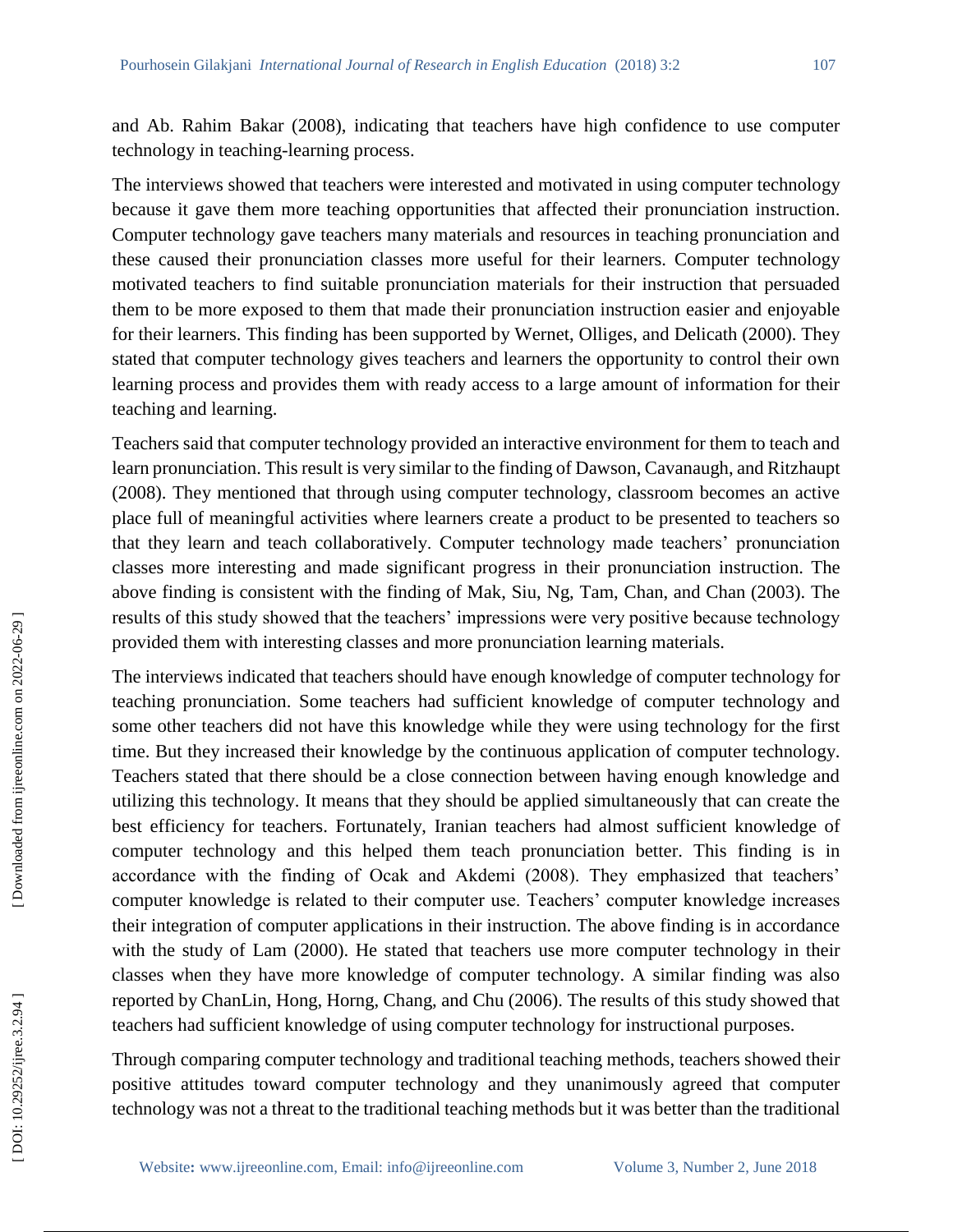and Ab. Rahim Bakar (2008), indicating that teachers have high confidence to use computer technology in teaching-learning process.

The interviews showed that teachers were interested and motivated in using computer technology because it gave them more teaching opportunities that affected their pronunciation instruction. Computer technology gave teachers many materials and resources in teaching pronunciation and these caused their pronunciation classes more useful for their learners. Computer technology motivated teachers to find suitable pronunciation materials for their instruction that persuaded them to be more exposed to them that made their pronunciation instruction easier and enjoyable for their learners. This finding has been supported by Wernet, Olliges, and Delicath (2000). They stated that computer technology gives teachers and learners the opportunity to control their own learning process and provides them with ready access to a large amount of information for their teaching and learning.

Teachers said that computer technology provided an interactive environment for them to teach and learn pronunciation. This result is very similar to the finding of Dawson, Cavanaugh, and Ritzhaupt (2008). They mentioned that through using computer technology, classroom becomes an active place full of meaningful activities where learners create a product to be presented to teachers so that they learn and teach collaboratively. Computer technology made teachers' pronunciation classes more interesting and made significant progress in their pronunciation instruction. The above finding is consistent with the finding of Mak, Siu, Ng, Tam, Chan, and Chan (2003). The results of this study showed that the teachers' impressions were very positive because technology provided them with interesting classes and more pronunciation learning materials.

The interviews indicated that teachers should have enough knowledge of computer technology for teaching pronunciation. Some teachers had sufficient knowledge of computer technology and some other teachers did not have this knowledge while they were using technology for the first time. But they increased their knowledge by the continuous application of computer technology. Teachers stated that there should be a close connection between having enough knowledge and utilizing this technology. It means that they should be applied simultaneously that can create the best efficiency for teachers. Fortunately, Iranian teachers had almost sufficient knowledge of computer technology and this helped them teach pronunciation better. This finding is in accordance with the finding of Ocak and Akdemi (2008). They emphasized that teachers' computer knowledge is related to their computer use. Teachers' computer knowledge increases their integration of computer applications in their instruction. The above finding is in accordance with the study of Lam (2000). He stated that teachers use more computer technology in their classes when they have more knowledge of computer technology. A similar finding was also reported by ChanLin, Hong, Horng, Chang, and Chu (2006). The results of this study showed that teachers had sufficient knowledge of using computer technology for instructional purposes.

Through comparing computer technology and traditional teaching methods, teachers showed their positive attitudes toward computer technology and they unanimously agreed that computer technology was not a threat to the traditional teaching methods but it was better than the traditional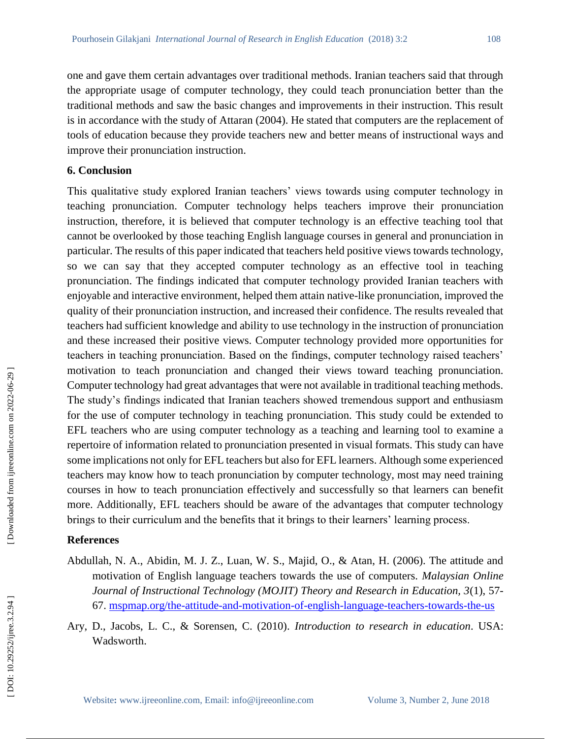one and gave them certain advantages over traditional methods. Iranian teachers said that through the appropriate usage of computer technology, they could teach pronunciation better than the traditional methods and saw the basic changes and improvements in their instruction. This result is in accordance with the study of Attaran (2004). He stated that computers are the replacement of tools of education because they provide teachers new and better means of instructional ways and improve their pronunciation instruction.

## 6. Conclusion

This qualitative study explored Iranian teachers' views towards using computer technology in teaching pronunciation. Computer technology helps teachers improve their pronunciation instruction, therefore, it is believed that computer technology is an effective teaching tool that cannot be overlooked by those teaching English language courses in general and pronunciation in particular. The results of this paper indicated that teachers held positive views towards technology, so we can say that they accepted computer technology as an effective tool in teaching pronunciation. The findings indicated that computer technology provided Iranian teachers with enjoyable and interactive environment, helped them attain native-like pronunciation, improved the quality of their pronunciation instruction, and increased their confidence. The results revealed that teachers had sufficient knowledge and ability to use technology in the instruction of pronunciation and these increased their positive views. Computer technology provided more opportunities for teachers in teaching pronunciation. Based on the findings, computer technology raised teachers' motivation to teach pronunciation and changed their views toward teaching pronunciation. Computer technology had great advantages that were not available in traditional teaching methods. The study's findings indicated that Iranian teachers showed tremendous support and enthusiasm for the use of computer technology in teaching pronunciation. This study could be extended to EFL teachers who are using computer technology as a teaching and learning tool to examine a repertoire of information related to pronunciation presented in visual formats. This study can have some implications not only for EFL teachers but also for EFL learners. Although some experienced teachers may know how to teach pronunciation by computer technology, most may need training courses in how to teach pronunciation effectively and successfully so that learners can benefit more. Additionally, EFL teachers should be aware of the advantages that computer technology brings to their curriculum and the benefits that it brings to their learners' learning process.

## References

Abdullah, N. A., Abidin, M. J. Z., Luan, W. S., Majid, O., & Atan, H. (2006). The attitude and motivation of English language teachers towards the use of computers. *Malaysian Online Journal of Instructional Technology (MOJIT) Theory and Research in Education, 3*(1), 57-67. mspmap.org/the-attitude-and-motivation-of-english-language-teachers-towards-the-us

Ary, D., Jacobs, L. C., & Sorensen, C. (2010). *Introduction to research in education*. USA: Wadsworth.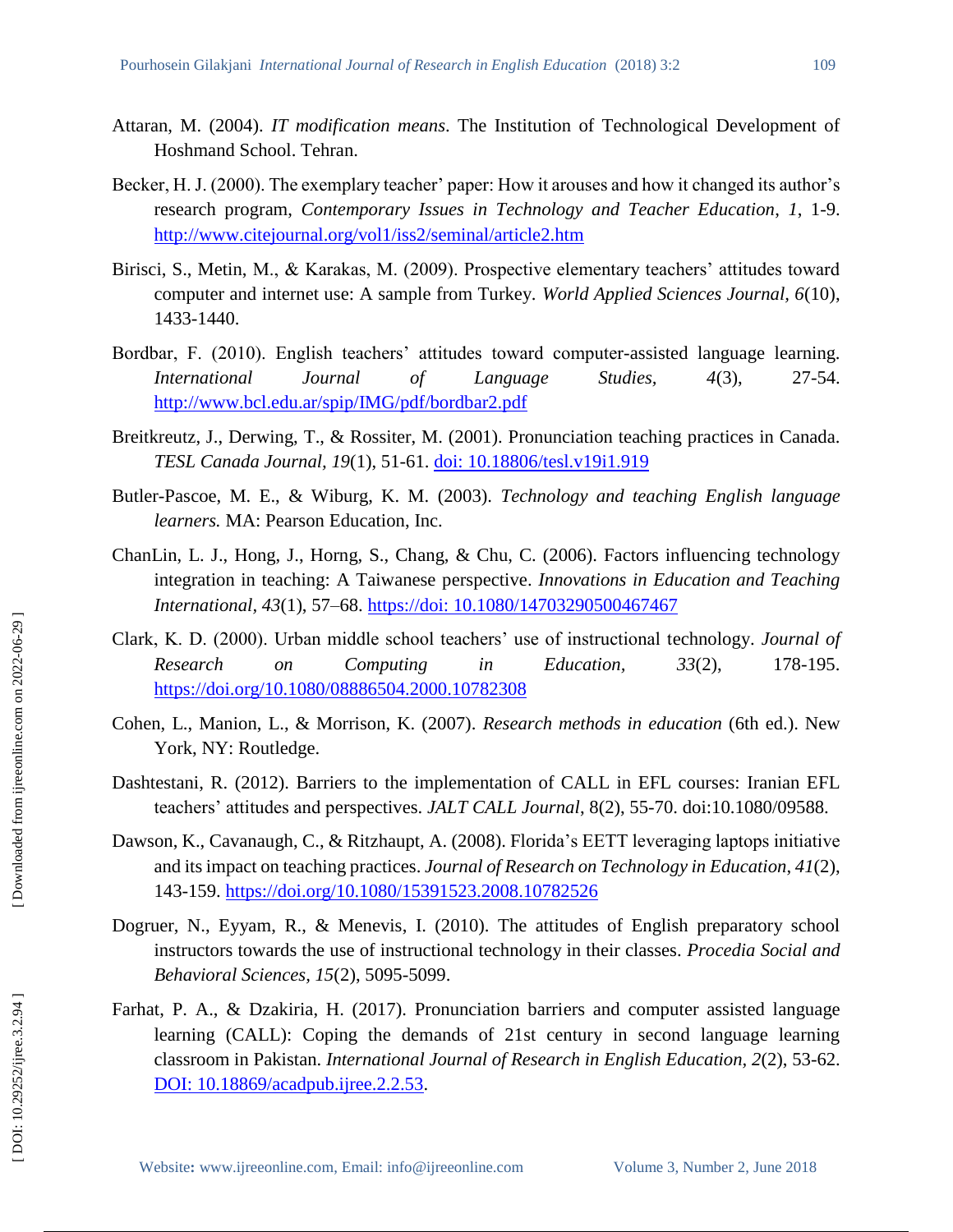Attaran, M. (2004). *IT modification means*. The Institution of Technological Development of Hoshmand School. Tehran.

Becker, H. J. (2000). The exemplary teacher' paper: How it arouses and how it changed its author's research program, *Contemporary Issues in Technology and Teacher Education*, *1*, 1-9. http://www.citejournal.org/vol1/iss2/seminal/article2.htm

Birisci, S., Metin, M., & Karakas, M. (2009). Prospective elementary teachers' attitudes toward computer and internet use: A sample from Turkey. *World Applied Sciences Journal, 6*(10), 1433-1440.

Bordbar, F. (2010). English teachers' attitudes toward computer-assisted language learning. *International Journal of Language Studies, 4*(3), 27-54. http://www.bcl.edu.ar/spip/IMG/pdf/bordbar2.pdf

Breitkreutz, J., Derwing, T., & Rossiter, M. (2001). Pronunciation teaching practices in Canada. *TESL Canada Journal, 19*(1), 51-61. doi: 10.18806/tesl.v19i1.919

Butler-Pascoe, M. E., & Wiburg, K. M. (2003). *Technology and teaching English language learners.* MA: Pearson Education, Inc.

ChanLin, L. J., Hong, J., Horng, S., Chang, & Chu, C. (2006). Factors influencing technology integration in teaching: A Taiwanese perspective. *Innovations in Education and Teaching International*, *43*(1), 57–68. https://doi: 10.1080/14703290500467467

Clark, K. D. (2000). Urban middle school teachers' use of instructional technology. *Journal of Research on Computing in Education*, *33*(2), 178-195. https://doi.org/10.1080/08886504.2000.10782308

Cohen, L., Manion, L., & Morrison, K. (2007). *Research methods in education* (6th ed.). New York, NY: Routledge.

Dashtestani, R. (2012). Barriers to the implementation of CALL in EFL courses: Iranian EFL teachers' attitudes and perspectives. *JALT CALL Journal*, 8(2), 55-70. doi:10.1080/09588.

Dawson, K., Cavanaugh, C., & Ritzhaupt, A. (2008). Florida's EETT leveraging laptops initiative and its impact on teaching practices. *Journal of Research on Technology in Education*, *41*(2), 143-159. https://doi.org/10.1080/15391523.2008.10782526

Dogruer, N., Eyyam, R., & Menevis, I. (2010). The attitudes of English preparatory school instructors towards the use of instructional technology in their classes. *Procedia Social and Behavioral Sciences, 15*(2), 5095-5099.

Farhat, P. A., & Dzakiria, H. (2017). Pronunciation barriers and computer assisted language learning (CALL): Coping the demands of 21st century in second language learning classroom in Pakistan. *International Journal of Research in English Education*, *2*(2), 53-62. DOI: 10.18869/acadpub.ijree.2.2.53.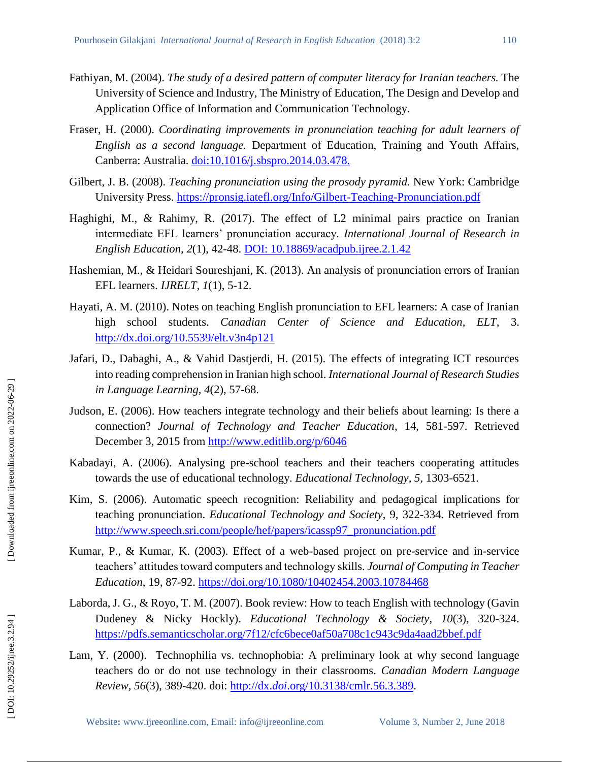Fathiyan, M. (2004). *The study of a desired pattern of computer literacy for Iranian teachers.* The University of Science and Industry, The Ministry of Education, The Design and Develop and Application Office of Information and Communication Technology.

Fraser, H. (2000). *Coordinating improvements in pronunciation teaching for adult learners of English as a second language.* Department of Education, Training and Youth Affairs, Canberra: Australia. doi:10.1016/j.sbspro.2014.03.478.

Gilbert, J. B. (2008). *Teaching pronunciation using the prosody pyramid.* New York: Cambridge University Press. https://pronsig.iatefl.org/Info/Gilbert-Teaching-Pronunciation.pdf

Haghighi, M., & Rahimy, R. (2017). The effect of L2 minimal pairs practice on Iranian intermediate EFL learners' pronunciation accuracy. *International Journal of Research in English Education, 2*(1), 42-48. DOI: 10.18869/acadpub.ijree.2.1.42

Hashemian, M., & Heidari Soureshjani, K. (2013). An analysis of pronunciation errors of Iranian EFL learners. *IJRELT, 1*(1), 5-12.

Hayati, A. M. (2010). Notes on teaching English pronunciation to EFL learners: A case of Iranian high school students. *Canadian Center of Science and Education*, *ELT*, 3. http://dx.doi.org/10.5539/elt.v3n4p121

Jafari, D., Dabaghi, A., & Vahid Dastjerdi, H. (2015). The effects of integrating ICT resources into reading comprehension in Iranian high school. *International Journal of Research Studies in Language Learning, 4*(2), 57-68.

Judson, E. (2006). How teachers integrate technology and their beliefs about learning: Is there a connection? *Journal of Technology and Teacher Education*, 14, 581-597. Retrieved December 3, 2015 from http://www.editlib.org/p/6046

Kabadayi, A. (2006). Analysing pre-school teachers and their teachers cooperating attitudes towards the use of educational technology. *Educational Technology, 5*, 1303-6521.

Kim, S. (2006). Automatic speech recognition: Reliability and pedagogical implications for teaching pronunciation. *Educational Technology and Society*, 9, 322-334. Retrieved from http://www.speech.sri.com/people/hef/papers/icassp97_pronunciation.pdf

Kumar, P., & Kumar, K. (2003). Effect of a web-based project on pre-service and in-service teachers' attitudes toward computers and technology skills. *Journal of Computing in Teacher Education*, 19, 87-92. https://doi.org/10.1080/10402454.2003.10784468

Laborda, J. G., & Royo, T. M. (2007). Book review: How to teach English with technology (Gavin Dudeney & Nicky Hockly). *Educational Technology & Society*, *10*(3), 320-324. https://pdfs.semanticscholar.org/7f12/cfc6bece0af50a708c1c943c9da4aad2bbef.pdf

Lam, Y. (2000). Technophilia vs. technophobia: A preliminary look at why second language teachers do or do not use technology in their classrooms. *Canadian Modern Language Review, 56*(3), 389-420. doi: http://dx.doi.org/10.3138/cmlr.56.3.389.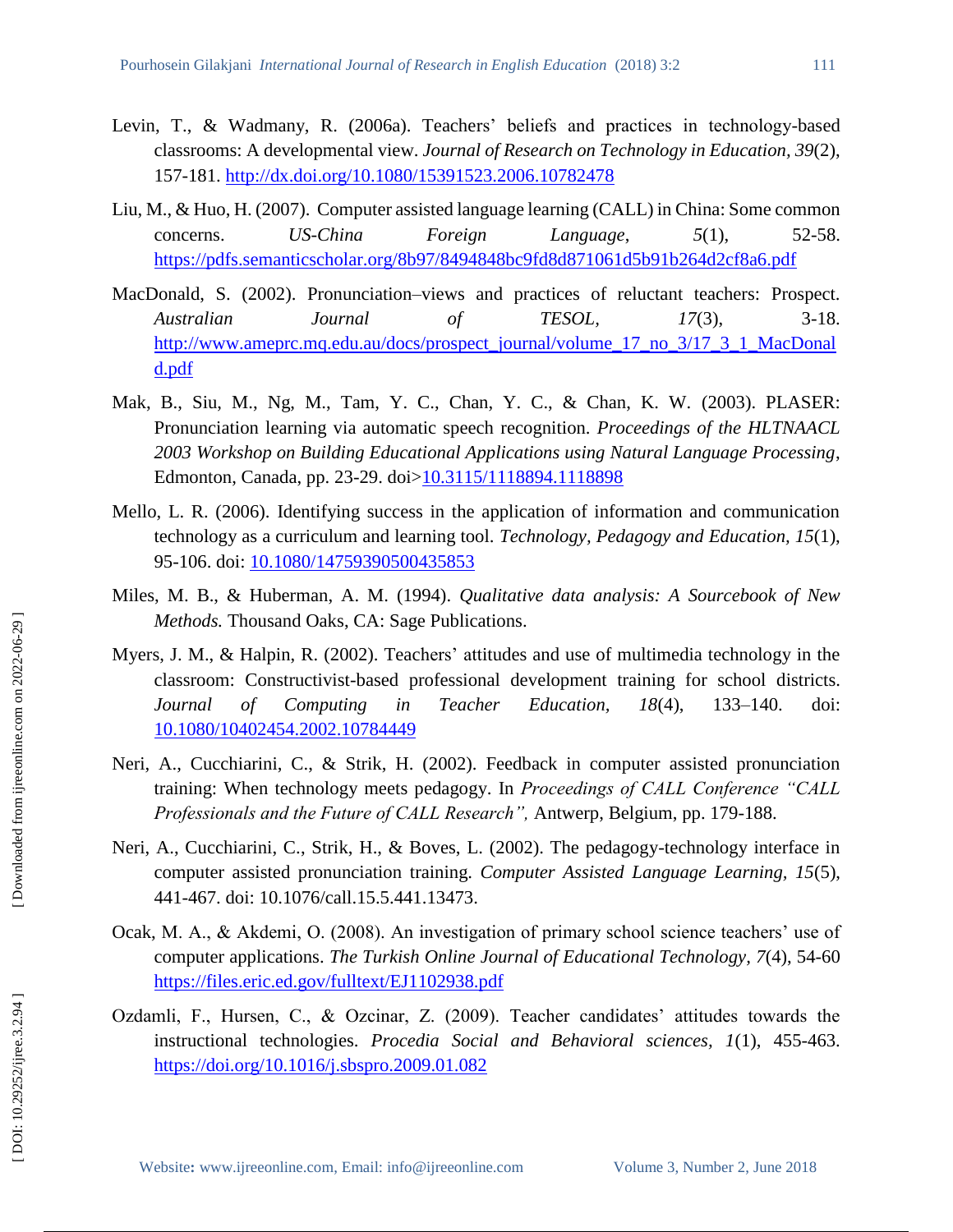Levin, T., & Wadmany, R. (2006a). Teachers' beliefs and practices in technology-based classrooms: A developmental view. *Journal of Research on Technology in Education, 39*(2), 157-181. http://dx.doi.org/10.1080/15391523.2006.10782478

Liu, M., & Huo, H. (2007). Computer assisted language learning (CALL) in China: Some common concerns. *US-China Foreign Language*, *5*(1), 52-58. https://pdfs.semanticscholar.org/8b97/8494848bc9fd8d871061d5b91b264d2cf8a6.pdf

MacDonald, S. (2002). Pronunciation–views and practices of reluctant teachers: Prospect. *Australian Journal of TESOL*, *17*(3), 3-18. http://www.ameprc.mq.edu.au/docs/prospect_journal/volume_17_no_3/17_3_1_MacDonald.pdf

Mak, B., Siu, M., Ng, M., Tam, Y. C., Chan, Y. C., & Chan, K. W. (2003). PLASER: Pronunciation learning via automatic speech recognition. *Proceedings of the HLTNAACL 2003 Workshop on Building Educational Applications using Natural Language Processing*, Edmonton, Canada, pp. 23-29. doi>10.3115/1118894.1118898

Mello, L. R. (2006). Identifying success in the application of information and communication technology as a curriculum and learning tool. *Technology, Pedagogy and Education, 15*(1), 95-106. doi: 10.1080/14759390500435853

Miles, M. B., & Huberman, A. M. (1994). *Qualitative data analysis: A Sourcebook of New Methods.* Thousand Oaks, CA: Sage Publications.

Myers, J. M., & Halpin, R. (2002). Teachers' attitudes and use of multimedia technology in the classroom: Constructivist-based professional development training for school districts. *Journal of Computing in Teacher Education, 18*(4), 133–140. doi: 10.1080/10402454.2002.10784449

Neri, A., Cucchiarini, C., & Strik, H. (2002). Feedback in computer assisted pronunciation training: When technology meets pedagogy. In *Proceedings of CALL Conference "CALL Professionals and the Future of CALL Research",* Antwerp, Belgium, pp. 179-188.

Neri, A., Cucchiarini, C., Strik, H., & Boves, L. (2002). The pedagogy-technology interface in computer assisted pronunciation training. *Computer Assisted Language Learning*, *15*(5), 441-467. doi: 10.1076/call.15.5.441.13473.

Ocak, M. A., & Akdemi, O. (2008). An investigation of primary school science teachers' use of computer applications. *The Turkish Online Journal of Educational Technology, 7*(4), 54-60 https://files.eric.ed.gov/fulltext/EJ1102938.pdf

Ozdamli, F., Hursen, C., & Ozcinar, Z. (2009). Teacher candidates' attitudes towards the instructional technologies. *Procedia Social and Behavioral sciences*, *1*(1), 455-463. https://doi.org/10.1016/j.sbspro.2009.01.082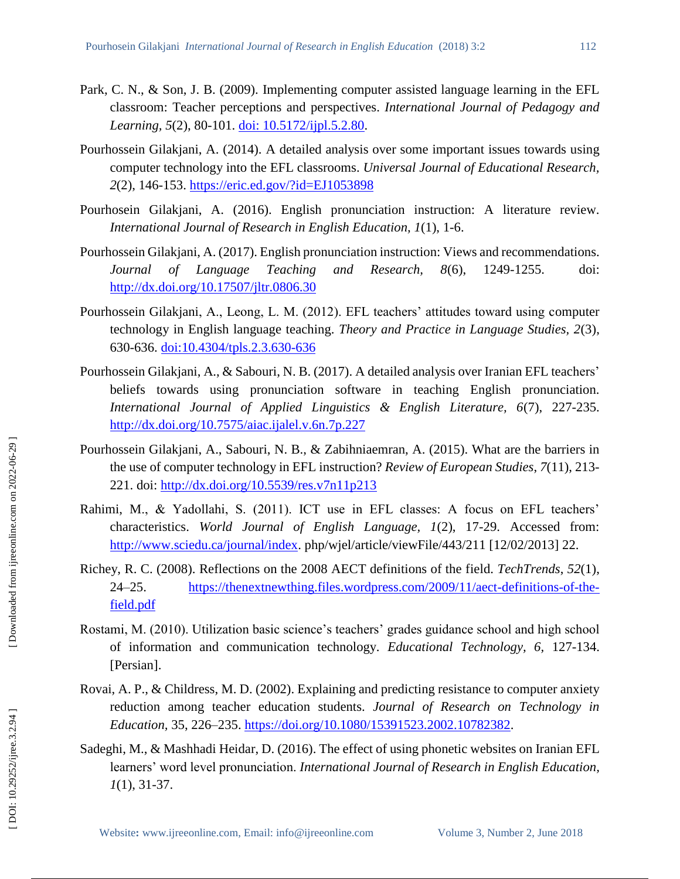Park, C. N., & Son, J. B. (2009). Implementing computer assisted language learning in the EFL classroom: Teacher perceptions and perspectives. *International Journal of Pedagogy and Learning, 5*(2), 80-101. doi: 10.5172/ijpl.5.2.80.

Pourhossein Gilakjani, A. (2014). A detailed analysis over some important issues towards using computer technology into the EFL classrooms. *Universal Journal of Educational Research, 2*(2), 146-153. https://eric.ed.gov/?id=EJ1053898

Pourhosein Gilakjani, A. (2016). English pronunciation instruction: A literature review. *International Journal of Research in English Education, 1*(1), 1-6.

Pourhossein Gilakjani, A. (2017). English pronunciation instruction: Views and recommendations. *Journal of Language Teaching and Research, 8*(6), 1249-1255. doi: http://dx.doi.org/10.17507/jltr.0806.30

Pourhossein Gilakjani, A., Leong, L. M. (2012). EFL teachers' attitudes toward using computer technology in English language teaching. *Theory and Practice in Language Studies, 2*(3), 630-636. doi:10.4304/tpls.2.3.630-636

Pourhossein Gilakjani, A., & Sabouri, N. B. (2017). A detailed analysis over Iranian EFL teachers' beliefs towards using pronunciation software in teaching English pronunciation. *International Journal of Applied Linguistics & English Literature, 6*(7), 227-235. http://dx.doi.org/10.7575/aiac.ijalel.v.6n.7p.227

Pourhossein Gilakjani, A., Sabouri, N. B., & Zabihniaemran, A. (2015). What are the barriers in the use of computer technology in EFL instruction? *Review of European Studies*, *7*(11), 213-221. doi: http://dx.doi.org/10.5539/res.v7n11p213

Rahimi, M., & Yadollahi, S. (2011). ICT use in EFL classes: A focus on EFL teachers' characteristics. *World Journal of English Language, 1*(2), 17-29. Accessed from: http://www.sciedu.ca/journal/index. php/wjel/article/viewFile/443/211 [12/02/2013] 22.

Richey, R. C. (2008). Reflections on the 2008 AECT definitions of the field. *TechTrends*, *52*(1), 24–25. https://thenextnewthing.files.wordpress.com/2009/11/aect-definitions-of-the-field.pdf

Rostami, M. (2010). Utilization basic science's teachers' grades guidance school and high school of information and communication technology. *Educational Technology, 6*, 127-134. [Persian].

Rovai, A. P., & Childress, M. D. (2002). Explaining and predicting resistance to computer anxiety reduction among teacher education students. *Journal of Research on Technology in Education*, 35, 226–235. https://doi.org/10.1080/15391523.2002.10782382.

Sadeghi, M., & Mashhadi Heidar, D. (2016). The effect of using phonetic websites on Iranian EFL learners' word level pronunciation. *International Journal of Research in English Education, 1*(1), 31-37.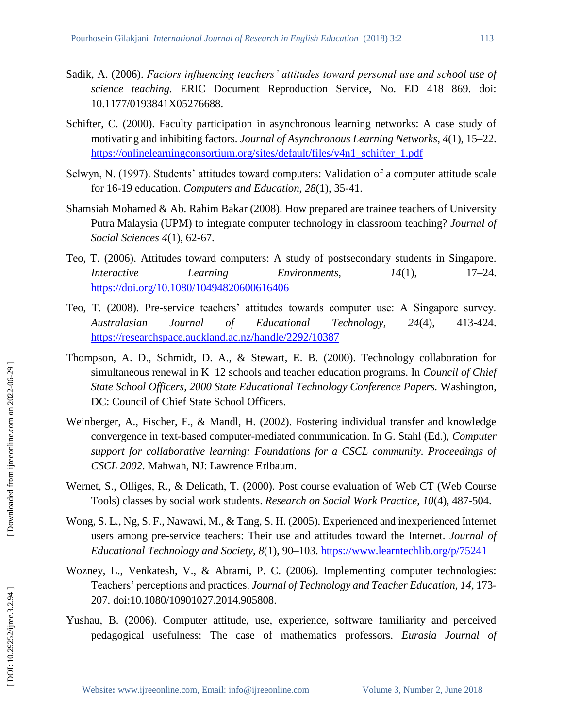Sadik, A. (2006). *Factors influencing teachers' attitudes toward personal use and school use of science teaching.* ERIC Document Reproduction Service, No. ED 418 869. doi: 10.1177/0193841X05276688.

Schifter, C. (2000). Faculty participation in asynchronous learning networks: A case study of motivating and inhibiting factors. *Journal of Asynchronous Learning Networks*, *4*(1), 15–22. https://onlinelearningconsortium.org/sites/default/files/v4n1_schifter_1.pdf

Selwyn, N. (1997). Students' attitudes toward computers: Validation of a computer attitude scale for 16-19 education. *Computers and Education*, *28*(1), 35-41.

Shamsiah Mohamed & Ab. Rahim Bakar (2008). How prepared are trainee teachers of University Putra Malaysia (UPM) to integrate computer technology in classroom teaching? *Journal of Social Sciences 4*(1), 62-67.

Teo, T. (2006). Attitudes toward computers: A study of postsecondary students in Singapore. *Interactive Learning Environments*, *14*(1), 17–24. https://doi.org/10.1080/10494820600616406

Teo, T. (2008). Pre-service teachers' attitudes towards computer use: A Singapore survey. *Australasian Journal of Educational Technology*, *24*(4), 413-424. https://researchspace.auckland.ac.nz/handle/2292/10387

Thompson, A. D., Schmidt, D. A., & Stewart, E. B. (2000). Technology collaboration for simultaneous renewal in K–12 schools and teacher education programs. In *Council of Chief State School Officers, 2000 State Educational Technology Conference Papers.* Washington, DC: Council of Chief State School Officers.

Weinberger, A., Fischer, F., & Mandl, H. (2002). Fostering individual transfer and knowledge convergence in text-based computer-mediated communication. In G. Stahl (Ed.), *Computer support for collaborative learning: Foundations for a CSCL community*. *Proceedings of CSCL 2002*. Mahwah, NJ: Lawrence Erlbaum.

Wernet, S., Olliges, R., & Delicath, T. (2000). Post course evaluation of Web CT (Web Course Tools) classes by social work students. *Research on Social Work Practice, 10*(4), 487-504.

Wong, S. L., Ng, S. F., Nawawi, M., & Tang, S. H. (2005). Experienced and inexperienced Internet users among pre-service teachers: Their use and attitudes toward the Internet. *Journal of Educational Technology and Society, 8*(1), 90–103. https://www.learntechlib.org/p/75241

Wozney, L., Venkatesh, V., & Abrami, P. C. (2006). Implementing computer technologies: Teachers' perceptions and practices. *Journal of Technology and Teacher Education, 14,* 173-207. doi:10.1080/10901027.2014.905808.

Yushau, B. (2006). Computer attitude, use, experience, software familiarity and perceived pedagogical usefulness: The case of mathematics professors. *Eurasia Journal of*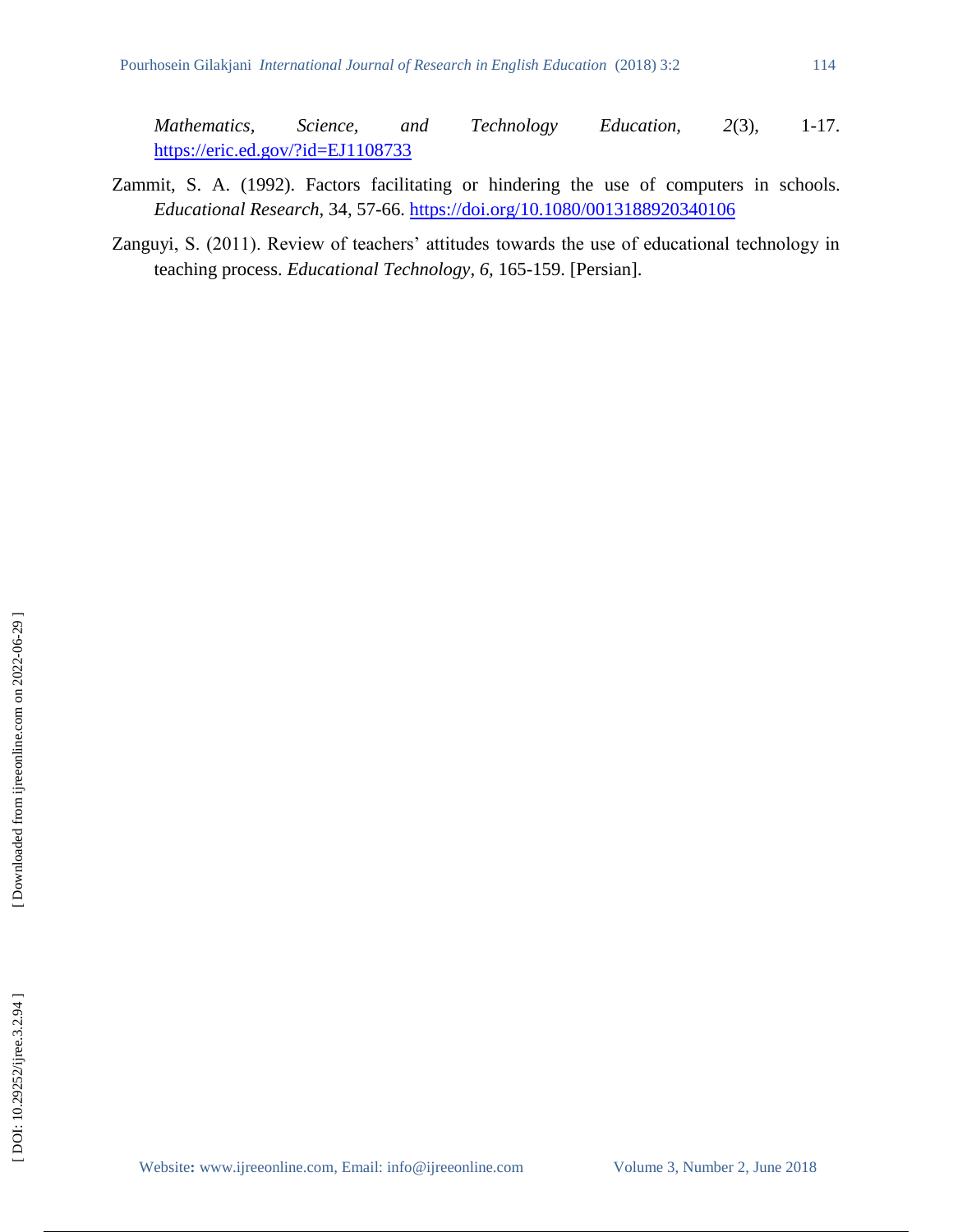*Mathematics, Science, and Technology Education, 2*(3), 1-17. https://eric.ed.gov/?id=EJ1108733

Zammit, S. A. (1992). Factors facilitating or hindering the use of computers in schools. *Educational Research*, 34, 57-66. https://doi.org/10.1080/0013188920340106

Zanguyi, S. (2011). Review of teachers' attitudes towards the use of educational technology in teaching process. *Educational Technology, 6,* 165-159. [Persian].